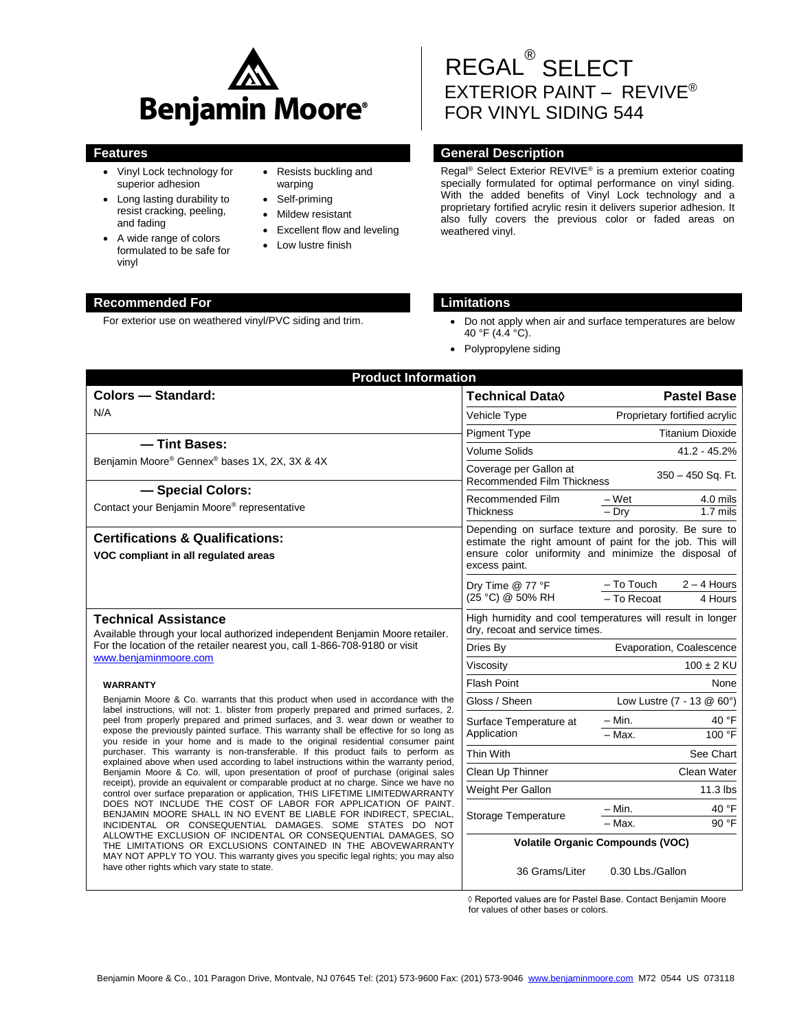# Benjamin Moore®

# REGAL® SELECT EXTERIOR PAINT – REVIVE® FOR VINYL SIDING 544

## Features

- Vinyl Lock technology for superior adhesion
- Long lasting durability to resist cracking, peeling, and fading
- A wide range of colors formulated to be safe for vinyl
- Resists buckling and warping
- Self-priming
- Mildew resistant
- Excellent flow and leveling
- Low lustre finish

## General Description

Regal® Select Exterior REVIVE® is a premium exterior coating specially formulated for optimal performance on vinyl siding. With the added benefits of Vinyl Lock technology and a proprietary fortified acrylic resin it delivers superior adhesion. It also fully covers the previous color or faded areas on weathered vinyl.

## Recommended For

For exterior use on weathered vinyl/PVC siding and trim.

## Limitations

- Do not apply when air and surface temperatures are below 40 °F (4.4 °C).
- Polypropylene siding

## Product Information

### Colors — Standard:

N/A

### — Tint Bases:

Benjamin Moore® Gennex® bases 1X, 2X, 3X & 4X

### — Special Colors:

Contact your Benjamin Moore® representative

### Certifications & Qualifications:

**VOC compliant in all regulated areas**

| Technical Data◊ | | Pastel Base |
|---|---|---|
| Vehicle Type | | Proprietary fortified acrylic |
| Pigment Type | | Titanium Dioxide |
| Volume Solids | | 41.2 - 45.2% |
| Coverage per Gallon at Recommended Film Thickness | | 350 – 450 Sq. Ft. |
| Recommended Film Thickness | – Wet | 4.0 mils |
| | – Dry | 1.7 mils |
| Depending on surface texture and porosity. Be sure to estimate the right amount of paint for the job. This will ensure color uniformity and minimize the disposal of excess paint. | | |
| Dry Time @ 77 °F (25 °C) @ 50% RH | – To Touch | 2 – 4 Hours |
| | – To Recoat | 4 Hours |
| High humidity and cool temperatures will result in longer dry, recoat and service times. | | |
| Dries By | | Evaporation, Coalescence |
| Viscosity | | 100 ± 2 KU |
| Flash Point | | None |
| Gloss / Sheen | | Low Lustre (7 - 13 @ 60°) |
| Surface Temperature at Application | – Min. | 40 °F |
| | – Max. | 100 °F |
| Thin With | | See Chart |
| Clean Up Thinner | | Clean Water |
| Weight Per Gallon | | 11.3 lbs |
| Storage Temperature | – Min. | 40 °F |
| | – Max. | 90 °F |
| **Volatile Organic Compounds (VOC)** | | |
| 36 Grams/Liter | 0.30 Lbs./Gallon | |

◊ Reported values are for Pastel Base. Contact Benjamin Moore for values of other bases or colors.

### Technical Assistance

Available through your local authorized independent Benjamin Moore retailer. For the location of the retailer nearest you, call 1-866-708-9180 or visit www.benjaminmoore.com

#### WARRANTY

Benjamin Moore & Co. warrants that this product when used in accordance with the label instructions, will not: 1. blister from properly prepared and primed surfaces, 2. peel from properly prepared and primed surfaces, and 3. wear down or weather to expose the previously painted surface. This warranty shall be effective for so long as you reside in your home and is made to the original residential consumer paint purchaser. This warranty is non-transferable. If this product fails to perform as explained above when used according to label instructions within the warranty period, Benjamin Moore & Co. will, upon presentation of proof of purchase (original sales receipt), provide an equivalent or comparable product at no charge. Since we have no control over surface preparation or application, THIS LIFETIME LIMITEDWARRANTY DOES NOT INCLUDE THE COST OF LABOR FOR APPLICATION OF PAINT. BENJAMIN MOORE SHALL IN NO EVENT BE LIABLE FOR INDIRECT, SPECIAL, INCIDENTAL OR CONSEQUENTIAL DAMAGES. SOME STATES DO NOT ALLOWTHE EXCLUSION OF INCIDENTAL OR CONSEQUENTIAL DAMAGES, SO THE LIMITATIONS OR EXCLUSIONS CONTAINED IN THE ABOVEWARRANTY MAY NOT APPLY TO YOU. This warranty gives you specific legal rights; you may also have other rights which vary state to state.

Benjamin Moore & Co., 101 Paragon Drive, Montvale, NJ 07645 Tel: (201) 573-9600 Fax: (201) 573-9046 www.benjaminmoore.com M72 0544 US 073118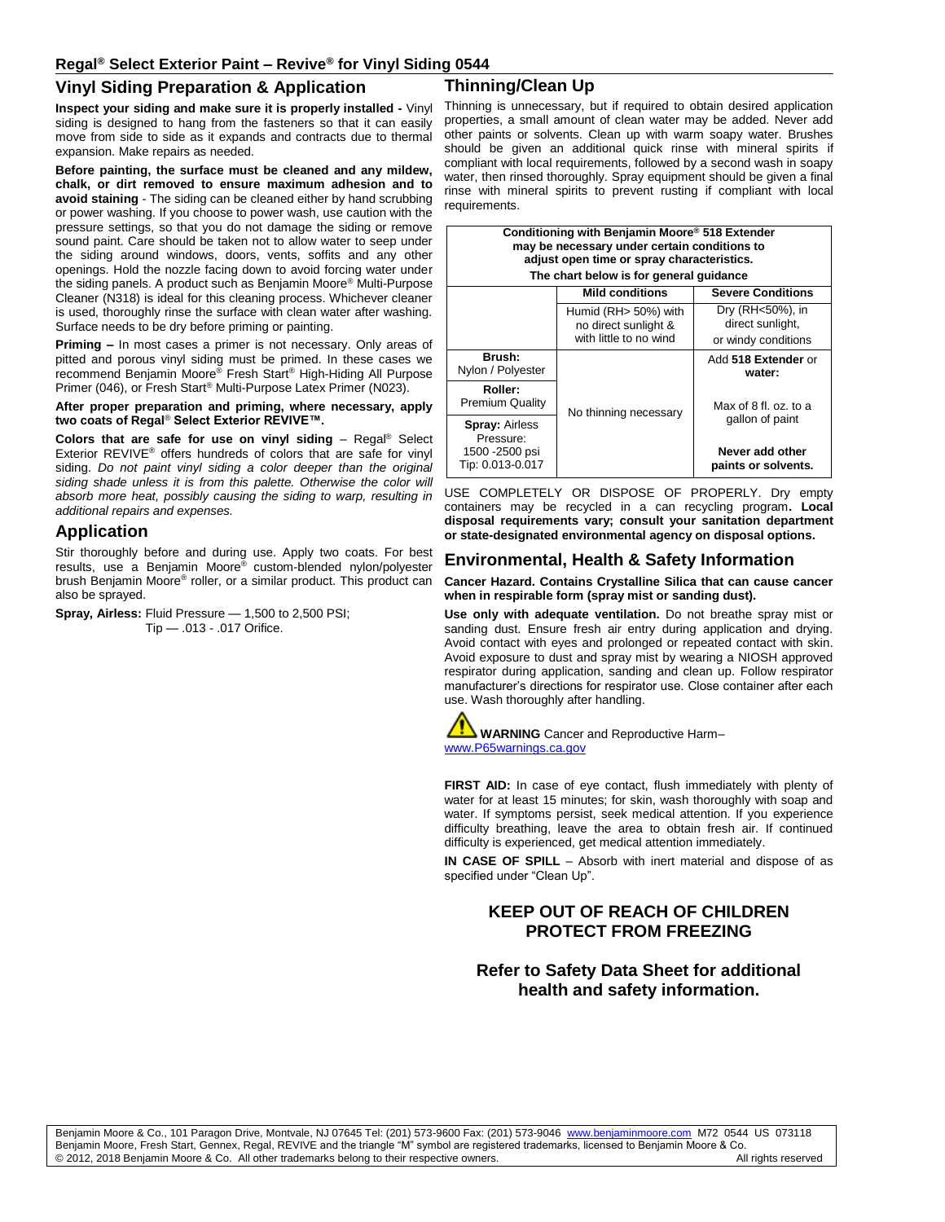## Regal® Select Exterior Paint – Revive® for Vinyl Siding 0544

### Vinyl Siding Preparation & Application

**Inspect your siding and make sure it is properly installed -** Vinyl siding is designed to hang from the fasteners so that it can easily move from side to side as it expands and contracts due to thermal expansion. Make repairs as needed.

**Before painting, the surface must be cleaned and any mildew, chalk, or dirt removed to ensure maximum adhesion and to avoid staining** - The siding can be cleaned either by hand scrubbing or power washing. If you choose to power wash, use caution with the pressure settings, so that you do not damage the siding or remove sound paint. Care should be taken not to allow water to seep under the siding around windows, doors, vents, soffits and any other openings. Hold the nozzle facing down to avoid forcing water under the siding panels. A product such as Benjamin Moore® Multi-Purpose Cleaner (N318) is ideal for this cleaning process. Whichever cleaner is used, thoroughly rinse the surface with clean water after washing. Surface needs to be dry before priming or painting.

**Priming –** In most cases a primer is not necessary. Only areas of pitted and porous vinyl siding must be primed. In these cases we recommend Benjamin Moore® Fresh Start® High-Hiding All Purpose Primer (046), or Fresh Start® Multi-Purpose Latex Primer (N023).

**After proper preparation and priming, where necessary, apply two coats of Regal® Select Exterior REVIVE™.**

**Colors that are safe for use on vinyl siding** – Regal® Select Exterior REVIVE® offers hundreds of colors that are safe for vinyl siding. *Do not paint vinyl siding a color deeper than the original siding shade unless it is from this palette. Otherwise the color will absorb more heat, possibly causing the siding to warp, resulting in additional repairs and expenses.*

### Application

Stir thoroughly before and during use. Apply two coats. For best results, use a Benjamin Moore® custom-blended nylon/polyester brush Benjamin Moore® roller, or a similar product. This product can also be sprayed.

**Spray, Airless:** Fluid Pressure — 1,500 to 2,500 PSI;
Tip — .013 - .017 Orifice.

### Thinning/Clean Up

Thinning is unnecessary, but if required to obtain desired application properties, a small amount of clean water may be added. Never add other paints or solvents. Clean up with warm soapy water. Brushes should be given an additional quick rinse with mineral spirits if compliant with local requirements, followed by a second wash in soapy water, then rinsed thoroughly. Spray equipment should be given a final rinse with mineral spirits to prevent rusting if compliant with local requirements.

**Conditioning with Benjamin Moore® 518 Extender may be necessary under certain conditions to adjust open time or spray characteristics. The chart below is for general guidance**

| | Mild conditions | Severe Conditions |
|---|---|---|
| | Humid (RH> 50%) with no direct sunlight & with little to no wind | Dry (RH<50%), in direct sunlight, or windy conditions |
| **Brush:** Nylon / Polyester | No thinning necessary | Add **518 Extender** or **water:** |
| **Roller:** Premium Quality | | Max of 8 fl. oz. to a gallon of paint |
| **Spray:** Airless Pressure: 1500 -2500 psi Tip: 0.013-0.017 | | **Never add other paints or solvents.** |

USE COMPLETELY OR DISPOSE OF PROPERLY. Dry empty containers may be recycled in a can recycling program**. Local disposal requirements vary; consult your sanitation department or state-designated environmental agency on disposal options.**

### Environmental, Health & Safety Information

**Cancer Hazard. Contains Crystalline Silica that can cause cancer when in respirable form (spray mist or sanding dust).**

**Use only with adequate ventilation.** Do not breathe spray mist or sanding dust. Ensure fresh air entry during application and drying. Avoid contact with eyes and prolonged or repeated contact with skin. Avoid exposure to dust and spray mist by wearing a NIOSH approved respirator during application, sanding and clean up. Follow respirator manufacturer's directions for respirator use. Close container after each use. Wash thoroughly after handling.

⚠ **WARNING** Cancer and Reproductive Harm– www.P65warnings.ca.gov

**FIRST AID:** In case of eye contact, flush immediately with plenty of water for at least 15 minutes; for skin, wash thoroughly with soap and water. If symptoms persist, seek medical attention. If you experience difficulty breathing, leave the area to obtain fresh air. If continued difficulty is experienced, get medical attention immediately.

**IN CASE OF SPILL** – Absorb with inert material and dispose of as specified under "Clean Up".

**KEEP OUT OF REACH OF CHILDREN**
**PROTECT FROM FREEZING**

**Refer to Safety Data Sheet for additional health and safety information.**

Benjamin Moore & Co., 101 Paragon Drive, Montvale, NJ 07645 Tel: (201) 573-9600 Fax: (201) 573-9046 www.benjaminmoore.com M72 0544 US 073118
Benjamin Moore, Fresh Start, Gennex, Regal, REVIVE and the triangle "M" symbol are registered trademarks, licensed to Benjamin Moore & Co.
© 2012, 2018 Benjamin Moore & Co. All other trademarks belong to their respective owners. All rights reserved